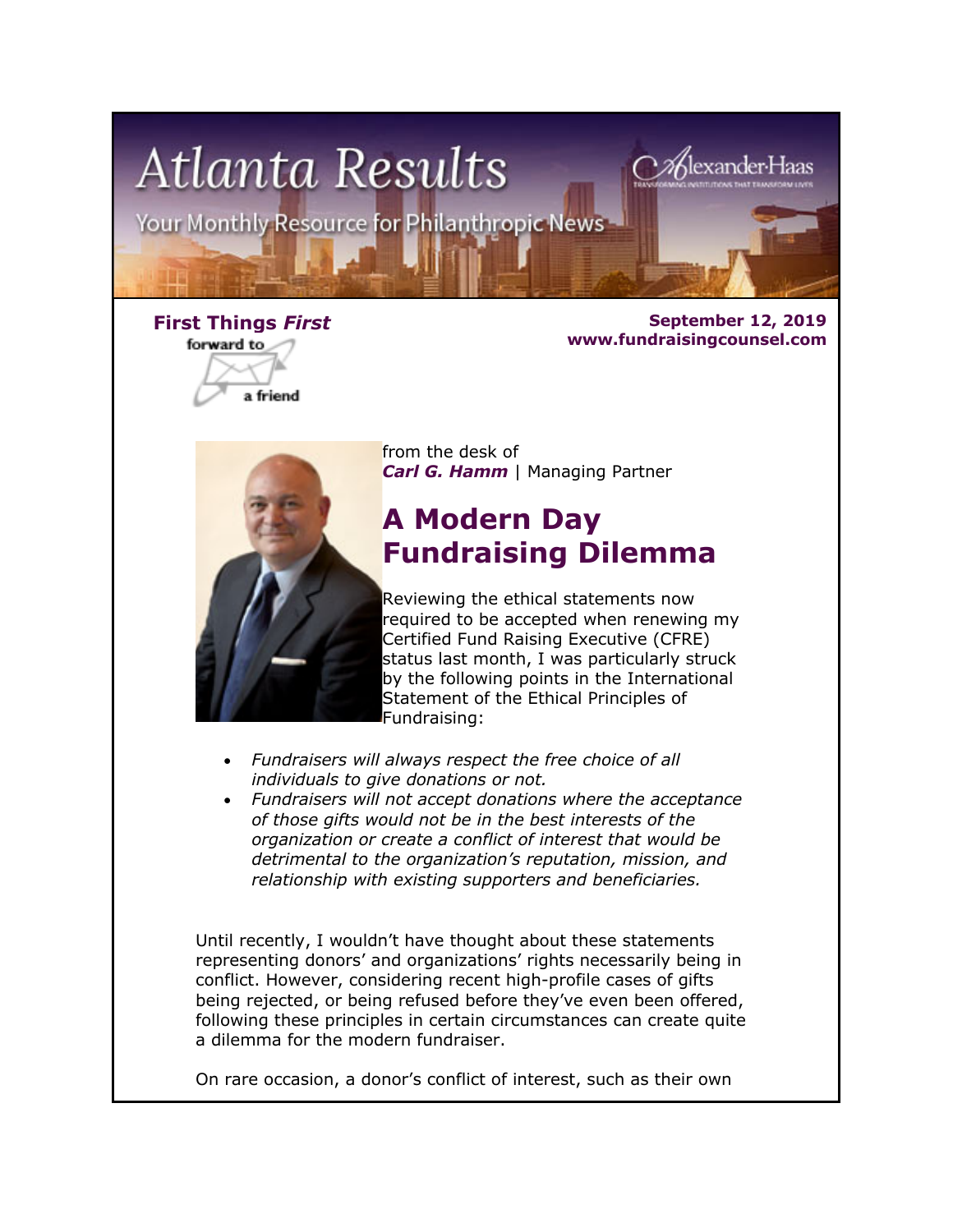# Atlanta Results

Your Monthly Resource for Philanthropic News

**First Things *First***

forward to a friend

**September 12, 2019**
**www.fundraisingcounsel.com**

from the desk of
***Carl G. Hamm*** | Managing Partner

## A Modern Day Fundraising Dilemma

Reviewing the ethical statements now required to be accepted when renewing my Certified Fund Raising Executive (CFRE) status last month, I was particularly struck by the following points in the International Statement of the Ethical Principles of Fundraising:

- *Fundraisers will always respect the free choice of all individuals to give donations or not.*
- *Fundraisers will not accept donations where the acceptance of those gifts would not be in the best interests of the organization or create a conflict of interest that would be detrimental to the organization's reputation, mission, and relationship with existing supporters and beneficiaries.*

Until recently, I wouldn't have thought about these statements representing donors' and organizations' rights necessarily being in conflict. However, considering recent high-profile cases of gifts being rejected, or being refused before they've even been offered, following these principles in certain circumstances can create quite a dilemma for the modern fundraiser.

On rare occasion, a donor's conflict of interest, such as their own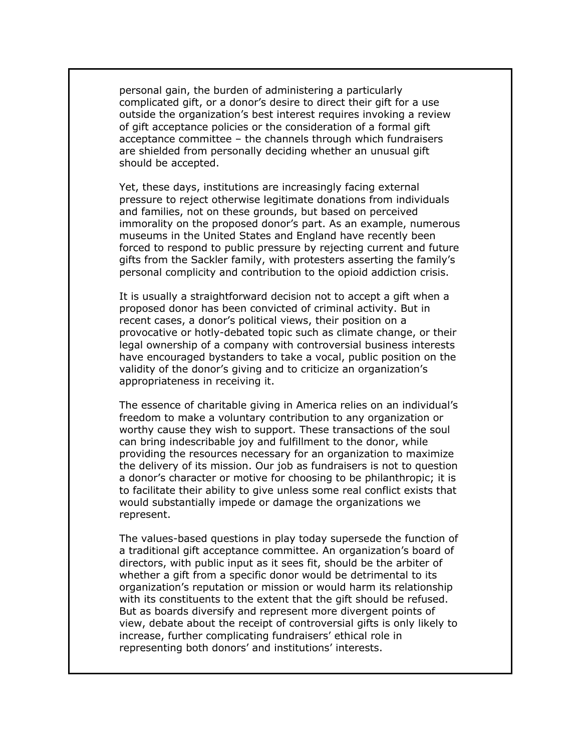personal gain, the burden of administering a particularly complicated gift, or a donor's desire to direct their gift for a use outside the organization's best interest requires invoking a review of gift acceptance policies or the consideration of a formal gift acceptance committee – the channels through which fundraisers are shielded from personally deciding whether an unusual gift should be accepted.

Yet, these days, institutions are increasingly facing external pressure to reject otherwise legitimate donations from individuals and families, not on these grounds, but based on perceived immorality on the proposed donor's part. As an example, numerous museums in the United States and England have recently been forced to respond to public pressure by rejecting current and future gifts from the Sackler family, with protesters asserting the family's personal complicity and contribution to the opioid addiction crisis.

It is usually a straightforward decision not to accept a gift when a proposed donor has been convicted of criminal activity. But in recent cases, a donor's political views, their position on a provocative or hotly-debated topic such as climate change, or their legal ownership of a company with controversial business interests have encouraged bystanders to take a vocal, public position on the validity of the donor's giving and to criticize an organization's appropriateness in receiving it.

The essence of charitable giving in America relies on an individual's freedom to make a voluntary contribution to any organization or worthy cause they wish to support. These transactions of the soul can bring indescribable joy and fulfillment to the donor, while providing the resources necessary for an organization to maximize the delivery of its mission. Our job as fundraisers is not to question a donor's character or motive for choosing to be philanthropic; it is to facilitate their ability to give unless some real conflict exists that would substantially impede or damage the organizations we represent.

The values-based questions in play today supersede the function of a traditional gift acceptance committee. An organization's board of directors, with public input as it sees fit, should be the arbiter of whether a gift from a specific donor would be detrimental to its organization's reputation or mission or would harm its relationship with its constituents to the extent that the gift should be refused. But as boards diversify and represent more divergent points of view, debate about the receipt of controversial gifts is only likely to increase, further complicating fundraisers' ethical role in representing both donors' and institutions' interests.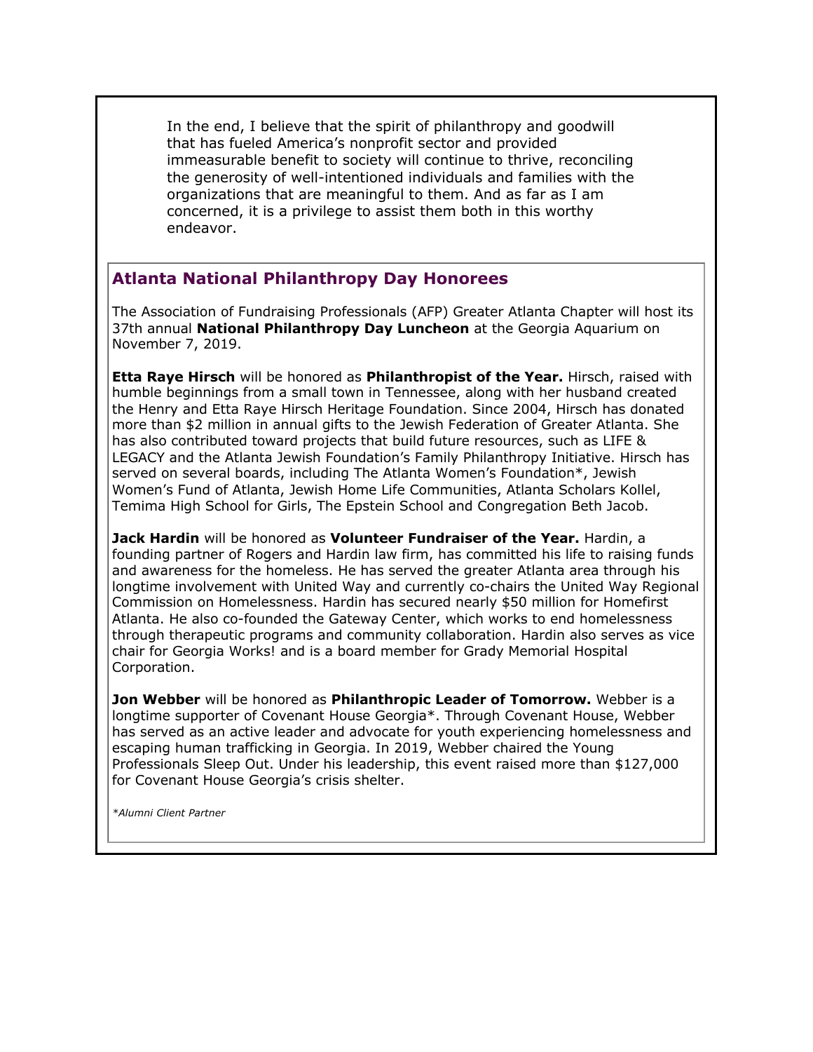In the end, I believe that the spirit of philanthropy and goodwill that has fueled America's nonprofit sector and provided immeasurable benefit to society will continue to thrive, reconciling the generosity of well-intentioned individuals and families with the organizations that are meaningful to them. And as far as I am concerned, it is a privilege to assist them both in this worthy endeavor.

## Atlanta National Philanthropy Day Honorees

The Association of Fundraising Professionals (AFP) Greater Atlanta Chapter will host its 37th annual **National Philanthropy Day Luncheon** at the Georgia Aquarium on November 7, 2019.

**Etta Raye Hirsch** will be honored as **Philanthropist of the Year.** Hirsch, raised with humble beginnings from a small town in Tennessee, along with her husband created the Henry and Etta Raye Hirsch Heritage Foundation. Since 2004, Hirsch has donated more than $2 million in annual gifts to the Jewish Federation of Greater Atlanta. She has also contributed toward projects that build future resources, such as LIFE & LEGACY and the Atlanta Jewish Foundation's Family Philanthropy Initiative. Hirsch has served on several boards, including The Atlanta Women's Foundation*, Jewish Women's Fund of Atlanta, Jewish Home Life Communities, Atlanta Scholars Kollel, Temima High School for Girls, The Epstein School and Congregation Beth Jacob.

**Jack Hardin** will be honored as **Volunteer Fundraiser of the Year.** Hardin, a founding partner of Rogers and Hardin law firm, has committed his life to raising funds and awareness for the homeless. He has served the greater Atlanta area through his longtime involvement with United Way and currently co-chairs the United Way Regional Commission on Homelessness. Hardin has secured nearly $50 million for Homefirst Atlanta. He also co-founded the Gateway Center, which works to end homelessness through therapeutic programs and community collaboration. Hardin also serves as vice chair for Georgia Works! and is a board member for Grady Memorial Hospital Corporation.

**Jon Webber** will be honored as **Philanthropic Leader of Tomorrow.** Webber is a longtime supporter of Covenant House Georgia*. Through Covenant House, Webber has served as an active leader and advocate for youth experiencing homelessness and escaping human trafficking in Georgia. In 2019, Webber chaired the Young Professionals Sleep Out. Under his leadership, this event raised more than $127,000 for Covenant House Georgia's crisis shelter.

*\*Alumni Client Partner*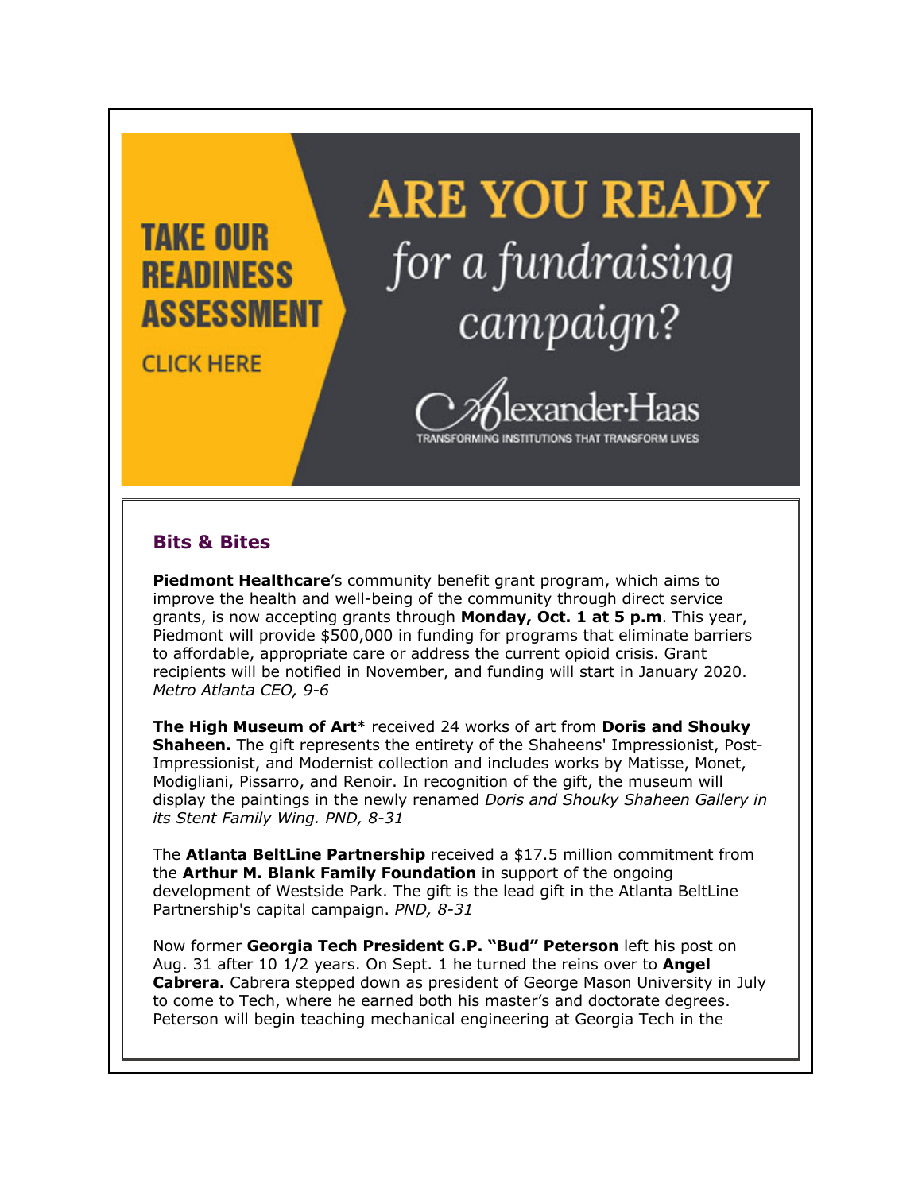TAKE OUR READINESS ASSESSMENT

CLICK HERE

ARE YOU READY *for a fundraising campaign?*

Alexander·Haas

TRANSFORMING INSTITUTIONS THAT TRANSFORM LIVES

### Bits & Bites

**Piedmont Healthcare**'s community benefit grant program, which aims to improve the health and well-being of the community through direct service grants, is now accepting grants through **Monday, Oct. 1 at 5 p.m**. This year, Piedmont will provide $500,000 in funding for programs that eliminate barriers to affordable, appropriate care or address the current opioid crisis. Grant recipients will be notified in November, and funding will start in January 2020. *Metro Atlanta CEO, 9-6*

**The High Museum of Art*** received 24 works of art from **Doris and Shouky Shaheen.** The gift represents the entirety of the Shaheens' Impressionist, Post-Impressionist, and Modernist collection and includes works by Matisse, Monet, Modigliani, Pissarro, and Renoir. In recognition of the gift, the museum will display the paintings in the newly renamed *Doris and Shouky Shaheen Gallery in its Stent Family Wing. PND, 8-31*

The **Atlanta BeltLine Partnership** received a $17.5 million commitment from the **Arthur M. Blank Family Foundation** in support of the ongoing development of Westside Park. The gift is the lead gift in the Atlanta BeltLine Partnership's capital campaign. *PND, 8-31*

Now former **Georgia Tech President G.P. "Bud" Peterson** left his post on Aug. 31 after 10 1/2 years. On Sept. 1 he turned the reins over to **Angel Cabrera.** Cabrera stepped down as president of George Mason University in July to come to Tech, where he earned both his master's and doctorate degrees. Peterson will begin teaching mechanical engineering at Georgia Tech in the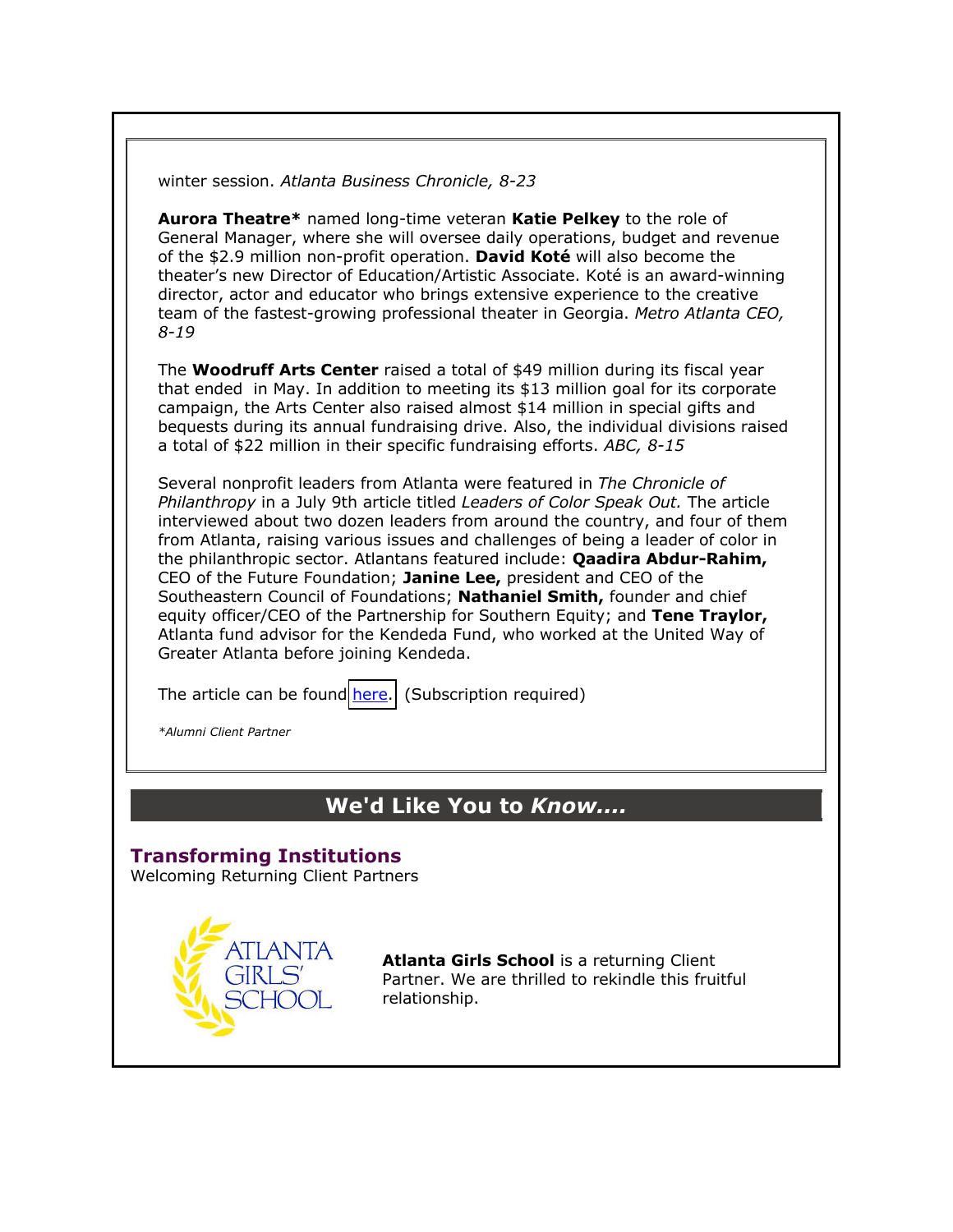winter session. *Atlanta Business Chronicle, 8-23*

**Aurora Theatre*** named long-time veteran **Katie Pelkey** to the role of General Manager, where she will oversee daily operations, budget and revenue of the $2.9 million non-profit operation. **David Koté** will also become the theater's new Director of Education/Artistic Associate. Koté is an award-winning director, actor and educator who brings extensive experience to the creative team of the fastest-growing professional theater in Georgia. *Metro Atlanta CEO, 8-19*

The **Woodruff Arts Center** raised a total of $49 million during its fiscal year that ended in May. In addition to meeting its $13 million goal for its corporate campaign, the Arts Center also raised almost $14 million in special gifts and bequests during its annual fundraising drive. Also, the individual divisions raised a total of $22 million in their specific fundraising efforts. *ABC, 8-15*

Several nonprofit leaders from Atlanta were featured in *The Chronicle of Philanthropy* in a July 9th article titled *Leaders of Color Speak Out.* The article interviewed about two dozen leaders from around the country, and four of them from Atlanta, raising various issues and challenges of being a leader of color in the philanthropic sector. Atlantans featured include: **Qaadira Abdur-Rahim,** CEO of the Future Foundation; **Janine Lee,** president and CEO of the Southeastern Council of Foundations; **Nathaniel Smith,** founder and chief equity officer/CEO of the Partnership for Southern Equity; and **Tene Traylor,** Atlanta fund advisor for the Kendeda Fund, who worked at the United Way of Greater Atlanta before joining Kendeda.

The article can be found here. (Subscription required)

*\*Alumni Client Partner*

## We'd Like You to *Know....*

### Transforming Institutions

Welcoming Returning Client Partners

ATLANTA GIRLS' SCHOOL

**Atlanta Girls School** is a returning Client Partner. We are thrilled to rekindle this fruitful relationship.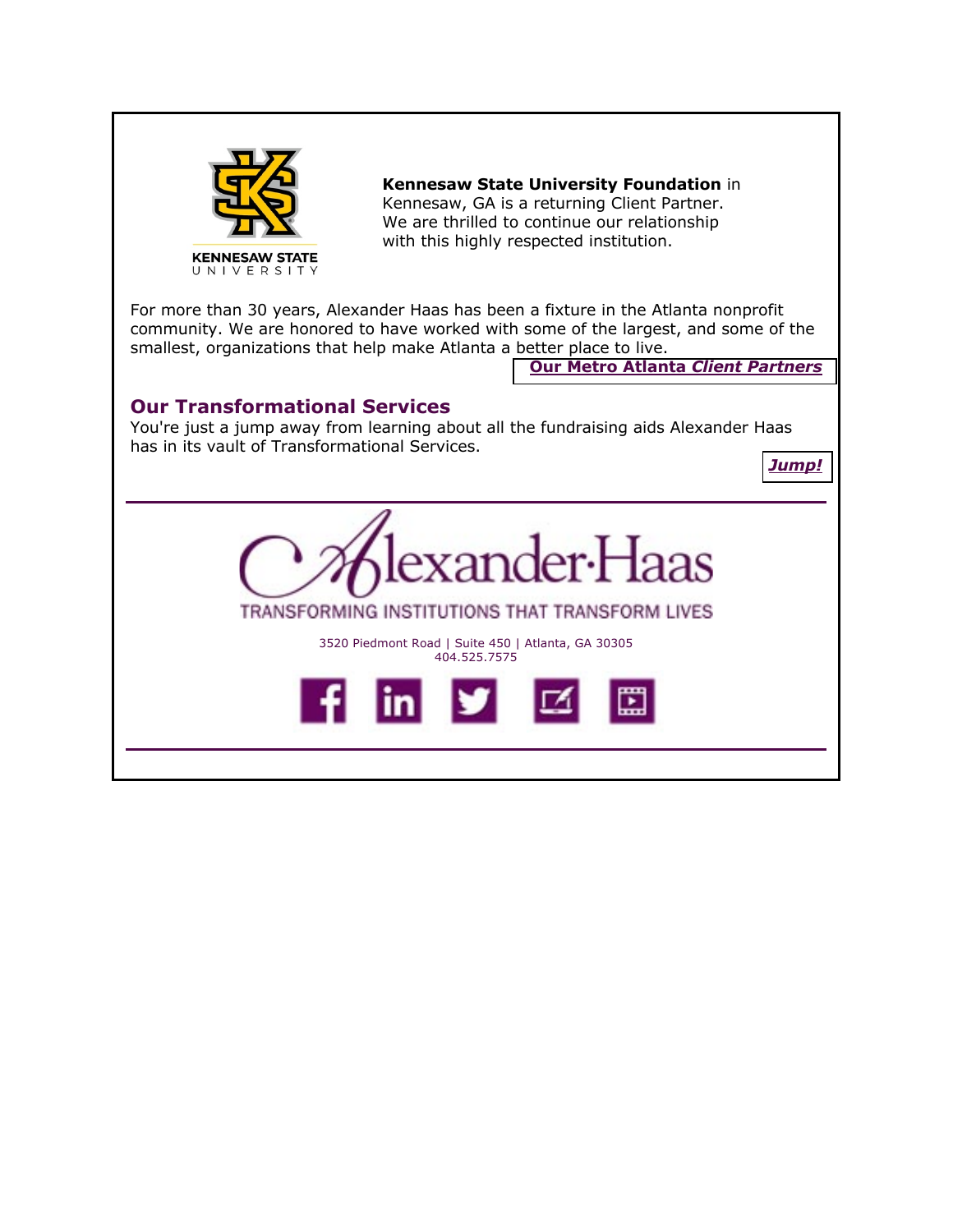KENNESAW STATE UNIVERSITY

**Kennesaw State University Foundation** in Kennesaw, GA is a returning Client Partner. We are thrilled to continue our relationship with this highly respected institution.

For more than 30 years, Alexander Haas has been a fixture in the Atlanta nonprofit community. We are honored to have worked with some of the largest, and some of the smallest, organizations that help make Atlanta a better place to live.

**Our Metro Atlanta *Client Partners***

## Our Transformational Services

You're just a jump away from learning about all the fundraising aids Alexander Haas has in its vault of Transformational Services.

***Jump!***

Alexander·Haas

TRANSFORMING INSTITUTIONS THAT TRANSFORM LIVES

3520 Piedmont Road | Suite 450 | Atlanta, GA 30305
404.525.7575